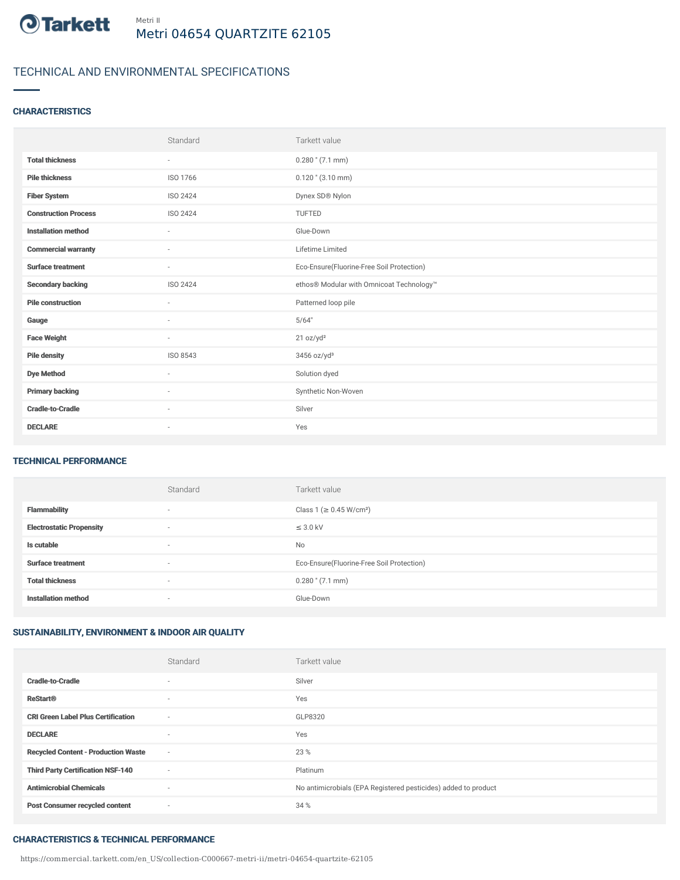Metri II

# Metri 04654 QUARTZITE 62105

## TECHNICAL AND ENVIRONMENTAL SPECIFICATIONS

### CHARACTERISTICS

| | Standard | Tarkett value |
|---|---|---|
| **Total thickness** | - | 0.280 " (7.1 mm) |
| **Pile thickness** | ISO 1766 | 0.120 " (3.10 mm) |
| **Fiber System** | ISO 2424 | Dynex SD® Nylon |
| **Construction Process** | ISO 2424 | TUFTED |
| **Installation method** | - | Glue-Down |
| **Commercial warranty** | - | Lifetime Limited |
| **Surface treatment** | - | Eco-Ensure(Fluorine-Free Soil Protection) |
| **Secondary backing** | ISO 2424 | ethos® Modular with Omnicoat Technology™ |
| **Pile construction** | - | Patterned loop pile |
| **Gauge** | - | 5/64" |
| **Face Weight** | - | 21 oz/yd² |
| **Pile density** | ISO 8543 | 3456 oz/yd³ |
| **Dye Method** | - | Solution dyed |
| **Primary backing** | - | Synthetic Non-Woven |
| **Cradle-to-Cradle** | - | Silver |
| **DECLARE** | - | Yes |

### TECHNICAL PERFORMANCE

| | Standard | Tarkett value |
|---|---|---|
| **Flammability** | - | Class 1 (≥ 0.45 W/cm²) |
| **Electrostatic Propensity** | - | ≤ 3.0 kV |
| **Is cutable** | - | No |
| **Surface treatment** | - | Eco-Ensure(Fluorine-Free Soil Protection) |
| **Total thickness** | - | 0.280 " (7.1 mm) |
| **Installation method** | - | Glue-Down |

### SUSTAINABILITY, ENVIRONMENT & INDOOR AIR QUALITY

| | Standard | Tarkett value |
|---|---|---|
| **Cradle-to-Cradle** | - | Silver |
| **ReStart®** | - | Yes |
| **CRI Green Label Plus Certification** | - | GLP8320 |
| **DECLARE** | - | Yes |
| **Recycled Content - Production Waste** | - | 23 % |
| **Third Party Certification NSF-140** | - | Platinum |
| **Antimicrobial Chemicals** | - | No antimicrobials (EPA Registered pesticides) added to product |
| **Post Consumer recycled content** | - | 34 % |

### CHARACTERISTICS & TECHNICAL PERFORMANCE

https://commercial.tarkett.com/en_US/collection-C000667-metri-ii/metri-04654-quartzite-62105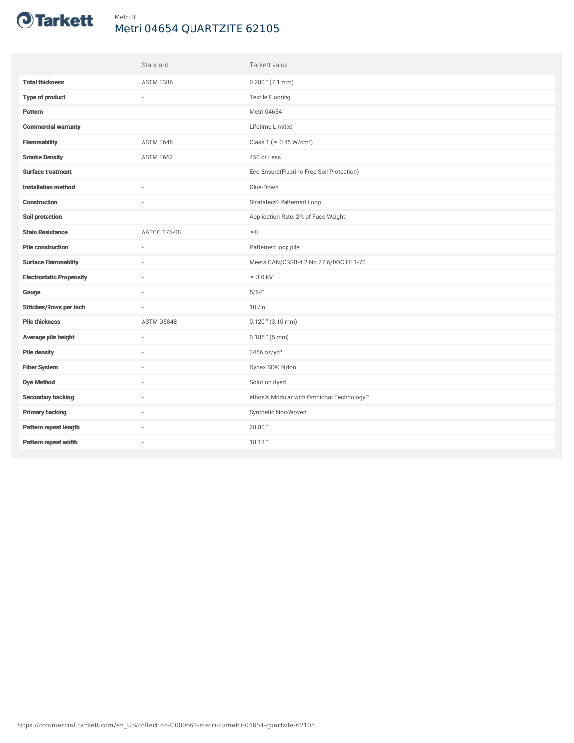Metri II

# Metri 04654 QUARTZITE 62105

| | Standard | Tarkett value |
|---|---|---|
| **Total thickness** | ASTM F386 | 0.280 " (7.1 mm) |
| **Type of product** | - | Textile Flooring |
| **Pattern** | - | Metri 04654 |
| **Commercial warranty** | - | Lifetime Limited |
| **Flammability** | ASTM E648 | Class 1 (≥ 0.45 W/cm²) |
| **Smoke Density** | ASTM E662 | 450 or Less |
| **Surface treatment** | - | Eco-Ensure(Fluorine-Free Soil Protection) |
| **Installation method** | - | Glue-Down |
| **Construction** | - | Stratatec® Patterned Loop |
| **Soil protection** | - | Application Rate: 2% of Face Weight |
| **Stain Resistance** | AATCC 175-08 | ≥8 |
| **Pile construction** | - | Patterned loop pile |
| **Surface Flammablity** | - | Meets CAN/CGSB-4.2 No.27.6/DOC FF 1-70 |
| **Electrostatic Propensity** | - | ≤ 3.0 kV |
| **Gauge** | - | 5/64" |
| **Stitches/Rows per Inch** | - | 10 /in |
| **Pile thickness** | ASTM D5848 | 0.120 " (3.10 mm) |
| **Average pile height** | - | 0.185 " (5 mm) |
| **Pile density** | - | 3456 oz/yd³ |
| **Fiber System** | - | Dynex SD® Nylon |
| **Dye Method** | - | Solution dyed |
| **Secondary backing** | - | ethos® Modular with Omnicoat Technology™ |
| **Primary backing** | - | Synthetic Non-Woven |
| **Pattern repeat length** | - | 28.80 " |
| **Pattern repeat width** | - | 18.13 " |

https://commercial.tarkett.com/en_US/collection-C000667-metri-ii/metri-04654-quartzite-62105